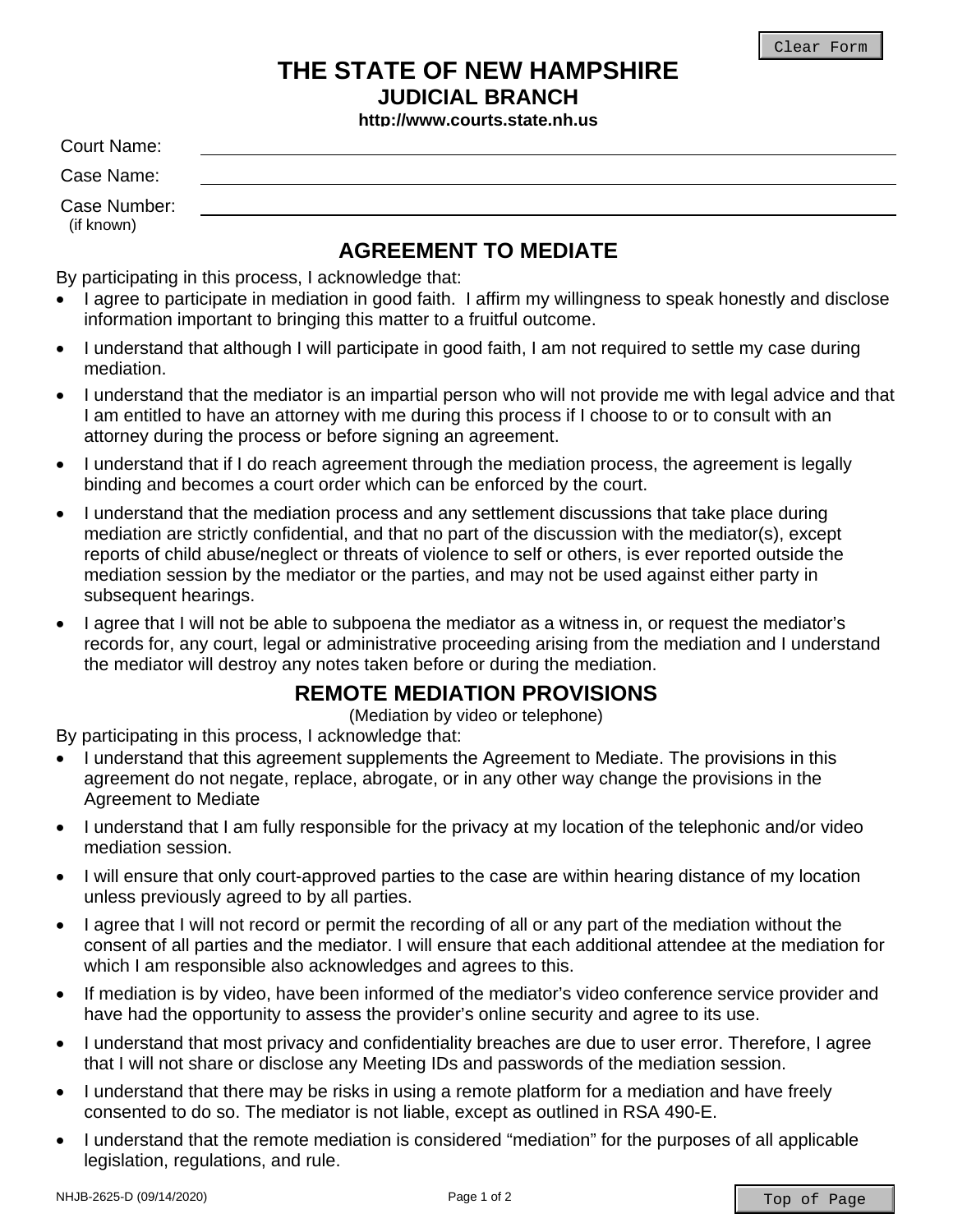# THE STATE OF NEW HAMPSHIRE
## JUDICIAL BRANCH
**http://www.courts.state.nh.us**

Court Name: \_\_\_\_\_\_\_\_\_\_\_\_\_\_\_\_\_\_\_\_\_\_\_\_\_\_\_\_\_\_

Case Name: \_\_\_\_\_\_\_\_\_\_\_\_\_\_\_\_\_\_\_\_\_\_\_\_\_\_\_\_\_\_

Case Number: \_\_\_\_\_\_\_\_\_\_\_\_\_\_\_\_\_\_\_\_\_\_\_\_\_\_\_\_\_\_
(if known)

## AGREEMENT TO MEDIATE

By participating in this process, I acknowledge that:

- I agree to participate in mediation in good faith. I affirm my willingness to speak honestly and disclose information important to bringing this matter to a fruitful outcome.
- I understand that although I will participate in good faith, I am not required to settle my case during mediation.
- I understand that the mediator is an impartial person who will not provide me with legal advice and that I am entitled to have an attorney with me during this process if I choose to or to consult with an attorney during the process or before signing an agreement.
- I understand that if I do reach agreement through the mediation process, the agreement is legally binding and becomes a court order which can be enforced by the court.
- I understand that the mediation process and any settlement discussions that take place during mediation are strictly confidential, and that no part of the discussion with the mediator(s), except reports of child abuse/neglect or threats of violence to self or others, is ever reported outside the mediation session by the mediator or the parties, and may not be used against either party in subsequent hearings.
- I agree that I will not be able to subpoena the mediator as a witness in, or request the mediator's records for, any court, legal or administrative proceeding arising from the mediation and I understand the mediator will destroy any notes taken before or during the mediation.

## REMOTE MEDIATION PROVISIONS

(Mediation by video or telephone)

By participating in this process, I acknowledge that:

- I understand that this agreement supplements the Agreement to Mediate. The provisions in this agreement do not negate, replace, abrogate, or in any other way change the provisions in the Agreement to Mediate
- I understand that I am fully responsible for the privacy at my location of the telephonic and/or video mediation session.
- I will ensure that only court-approved parties to the case are within hearing distance of my location unless previously agreed to by all parties.
- I agree that I will not record or permit the recording of all or any part of the mediation without the consent of all parties and the mediator. I will ensure that each additional attendee at the mediation for which I am responsible also acknowledges and agrees to this.
- If mediation is by video, have been informed of the mediator's video conference service provider and have had the opportunity to assess the provider's online security and agree to its use.
- I understand that most privacy and confidentiality breaches are due to user error. Therefore, I agree that I will not share or disclose any Meeting IDs and passwords of the mediation session.
- I understand that there may be risks in using a remote platform for a mediation and have freely consented to do so. The mediator is not liable, except as outlined in RSA 490-E.
- I understand that the remote mediation is considered "mediation" for the purposes of all applicable legislation, regulations, and rule.

NHJB-2625-D (09/14/2020)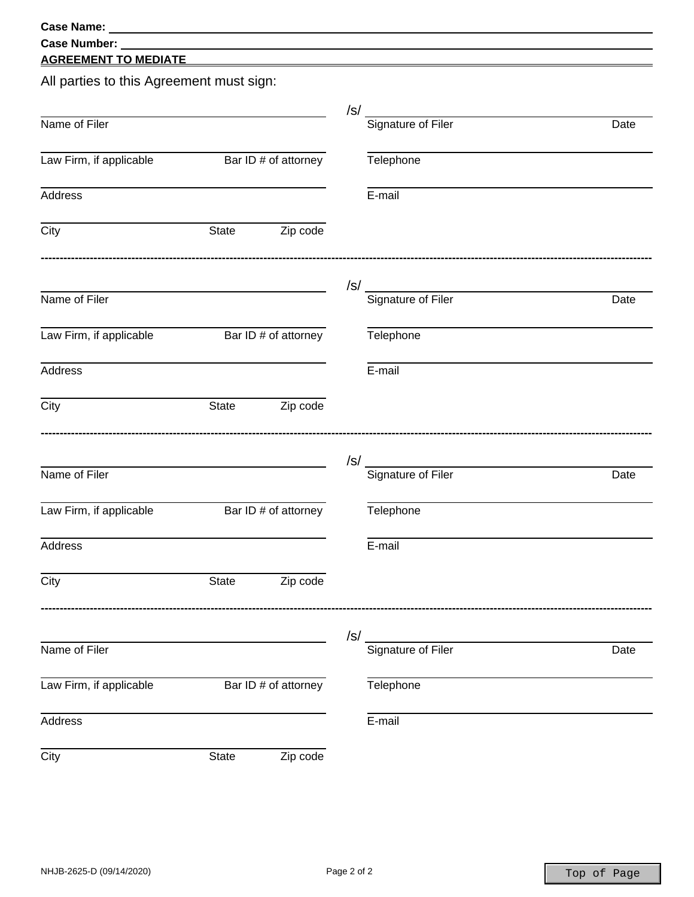**Case Name:** \_\_\_\_\_\_\_\_\_\_\_\_\_\_\_\_\_\_\_\_\_\_\_\_\_\_\_\_\_\_\_\_\_\_\_\_\_\_\_\_

**Case Number:** \_\_\_\_\_\_\_\_\_\_\_\_\_\_\_\_\_\_\_\_\_\_\_\_\_\_\_\_\_\_\_\_\_\_\_\_\_\_\_\_

**AGREEMENT TO MEDIATE**

All parties to this Agreement must sign:

\_\_\_\_\_\_\_\_\_\_\_\_\_\_\_\_\_\_\_\_\_\_\_\_\_\_\_\_\_\_\_\_ /s/ \_\_\_\_\_\_\_\_\_\_\_\_\_\_\_\_\_\_\_\_\_\_\_\_\_\_\_\_\_\_\_\_
Name of Filer | Signature of Filer | Date

\_\_\_\_\_\_\_\_\_\_\_\_\_\_\_\_\_\_\_\_\_\_\_\_\_\_\_\_\_\_\_\_ \_\_\_\_\_\_\_\_\_\_\_\_\_\_\_\_\_\_\_\_\_\_\_\_\_\_\_\_\_\_\_\_
Law Firm, if applicable | Bar ID # of attorney | Telephone

\_\_\_\_\_\_\_\_\_\_\_\_\_\_\_\_\_\_\_\_\_\_\_\_\_\_\_\_\_\_\_\_ \_\_\_\_\_\_\_\_\_\_\_\_\_\_\_\_\_\_\_\_\_\_\_\_\_\_\_\_\_\_\_\_
Address | E-mail

\_\_\_\_\_\_\_\_\_\_\_\_\_\_\_\_\_\_\_\_\_\_\_\_\_\_\_\_\_\_\_\_
City | State | Zip code

---

\_\_\_\_\_\_\_\_\_\_\_\_\_\_\_\_\_\_\_\_\_\_\_\_\_\_\_\_\_\_\_\_ /s/ \_\_\_\_\_\_\_\_\_\_\_\_\_\_\_\_\_\_\_\_\_\_\_\_\_\_\_\_\_\_\_\_
Name of Filer | Signature of Filer | Date

\_\_\_\_\_\_\_\_\_\_\_\_\_\_\_\_\_\_\_\_\_\_\_\_\_\_\_\_\_\_\_\_ \_\_\_\_\_\_\_\_\_\_\_\_\_\_\_\_\_\_\_\_\_\_\_\_\_\_\_\_\_\_\_\_
Law Firm, if applicable | Bar ID # of attorney | Telephone

\_\_\_\_\_\_\_\_\_\_\_\_\_\_\_\_\_\_\_\_\_\_\_\_\_\_\_\_\_\_\_\_ \_\_\_\_\_\_\_\_\_\_\_\_\_\_\_\_\_\_\_\_\_\_\_\_\_\_\_\_\_\_\_\_
Address | E-mail

\_\_\_\_\_\_\_\_\_\_\_\_\_\_\_\_\_\_\_\_\_\_\_\_\_\_\_\_\_\_\_\_
City | State | Zip code

---

\_\_\_\_\_\_\_\_\_\_\_\_\_\_\_\_\_\_\_\_\_\_\_\_\_\_\_\_\_\_\_\_ /s/ \_\_\_\_\_\_\_\_\_\_\_\_\_\_\_\_\_\_\_\_\_\_\_\_\_\_\_\_\_\_\_\_
Name of Filer | Signature of Filer | Date

\_\_\_\_\_\_\_\_\_\_\_\_\_\_\_\_\_\_\_\_\_\_\_\_\_\_\_\_\_\_\_\_ \_\_\_\_\_\_\_\_\_\_\_\_\_\_\_\_\_\_\_\_\_\_\_\_\_\_\_\_\_\_\_\_
Law Firm, if applicable | Bar ID # of attorney | Telephone

\_\_\_\_\_\_\_\_\_\_\_\_\_\_\_\_\_\_\_\_\_\_\_\_\_\_\_\_\_\_\_\_ \_\_\_\_\_\_\_\_\_\_\_\_\_\_\_\_\_\_\_\_\_\_\_\_\_\_\_\_\_\_\_\_
Address | E-mail

\_\_\_\_\_\_\_\_\_\_\_\_\_\_\_\_\_\_\_\_\_\_\_\_\_\_\_\_\_\_\_\_
City | State | Zip code

---

\_\_\_\_\_\_\_\_\_\_\_\_\_\_\_\_\_\_\_\_\_\_\_\_\_\_\_\_\_\_\_\_ /s/ \_\_\_\_\_\_\_\_\_\_\_\_\_\_\_\_\_\_\_\_\_\_\_\_\_\_\_\_\_\_\_\_
Name of Filer | Signature of Filer | Date

\_\_\_\_\_\_\_\_\_\_\_\_\_\_\_\_\_\_\_\_\_\_\_\_\_\_\_\_\_\_\_\_ \_\_\_\_\_\_\_\_\_\_\_\_\_\_\_\_\_\_\_\_\_\_\_\_\_\_\_\_\_\_\_\_
Law Firm, if applicable | Bar ID # of attorney | Telephone

\_\_\_\_\_\_\_\_\_\_\_\_\_\_\_\_\_\_\_\_\_\_\_\_\_\_\_\_\_\_\_\_ \_\_\_\_\_\_\_\_\_\_\_\_\_\_\_\_\_\_\_\_\_\_\_\_\_\_\_\_\_\_\_\_
Address | E-mail

\_\_\_\_\_\_\_\_\_\_\_\_\_\_\_\_\_\_\_\_\_\_\_\_\_\_\_\_\_\_\_\_
City | State | Zip code

NHJB-2625-D (09/14/2020)